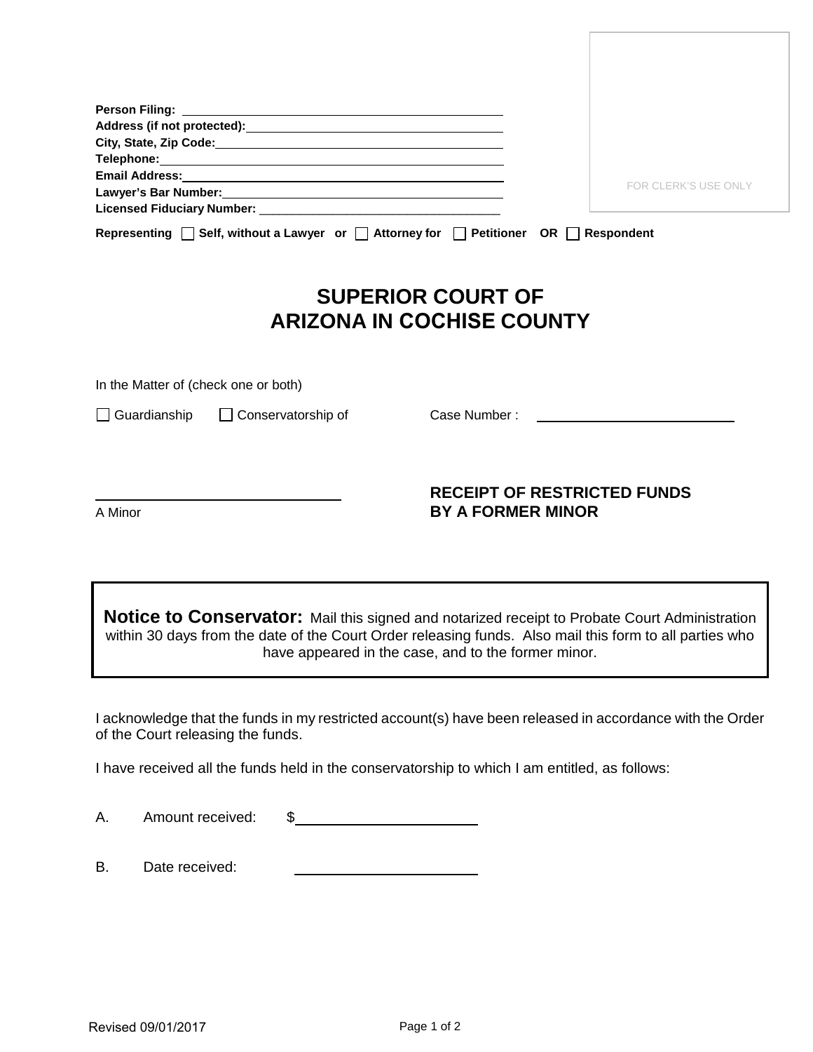**Person Filing:** \_\_\_\_\_\_\_\_\_\_\_\_\_\_\_\_\_\_\_\_\_\_\_\_\_\_\_\_\_\_\_\_\_\_\_\_\_\_\_\_\_\_

**Address (if not protected):** \_\_\_\_\_\_\_\_\_\_\_\_\_\_\_\_\_\_\_\_\_\_\_\_\_\_\_\_\_\_\_\_\_\_\_\_\_\_\_\_

**City, State, Zip Code:** \_\_\_\_\_\_\_\_\_\_\_\_\_\_\_\_\_\_\_\_\_\_\_\_\_\_\_\_\_\_\_\_\_\_\_\_\_\_\_\_

**Telephone:** \_\_\_\_\_\_\_\_\_\_\_\_\_\_\_\_\_\_\_\_\_\_\_\_\_\_\_\_\_\_\_\_\_\_\_\_\_\_\_\_

**Email Address:** \_\_\_\_\_\_\_\_\_\_\_\_\_\_\_\_\_\_\_\_\_\_\_\_\_\_\_\_\_\_\_\_\_\_\_\_\_\_\_\_

**Lawyer's Bar Number:** \_\_\_\_\_\_\_\_\_\_\_\_\_\_\_\_\_\_\_\_\_\_\_\_\_\_\_\_\_\_\_\_\_\_\_\_\_\_\_\_

**Licensed Fiduciary Number:** \_\_\_\_\_\_\_\_\_\_\_\_\_\_\_\_\_\_\_\_\_\_\_\_\_\_\_\_\_\_\_\_\_\_\_\_\_\_\_\_

**Representing** ☐ **Self, without a Lawyer or** ☐ **Attorney for** ☐ **Petitioner OR** ☐ **Respondent**

FOR CLERK'S USE ONLY

# SUPERIOR COURT OF ARIZONA IN COCHISE COUNTY

In the Matter of (check one or both)

☐ Guardianship ☐ Conservatorship of

Case Number : \_\_\_\_\_\_\_\_\_\_\_\_\_\_\_\_\_\_\_\_\_\_\_\_\_\_

\_\_\_\_\_\_\_\_\_\_\_\_\_\_\_\_\_\_\_\_\_\_\_\_\_\_\_\_\_\_

A Minor

## RECEIPT OF RESTRICTED FUNDS BY A FORMER MINOR

> **Notice to Conservator:** Mail this signed and notarized receipt to Probate Court Administration within 30 days from the date of the Court Order releasing funds. Also mail this form to all parties who have appeared in the case, and to the former minor.

I acknowledge that the funds in my restricted account(s) have been released in accordance with the Order of the Court releasing the funds.

I have received all the funds held in the conservatorship to which I am entitled, as follows:

A. Amount received: $\_\_\_\_\_\_\_\_\_\_\_\_\_\_\_\_\_\_\_\_\_\_

B. Date received: \_\_\_\_\_\_\_\_\_\_\_\_\_\_\_\_\_\_\_\_\_\_

Revised 09/01/2017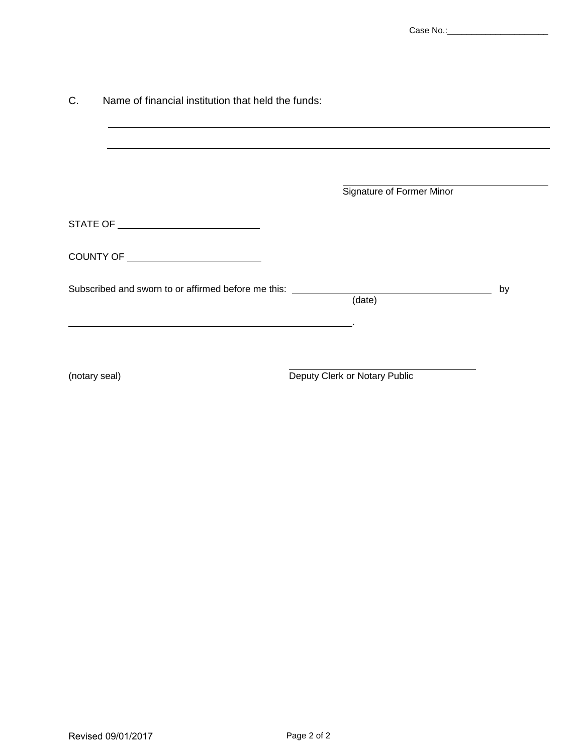Case No.:_____________________

C. Name of financial institution that held the funds:

______________________________________________________________________

______________________________________________________________________

______________________________________
Signature of Former Minor

STATE OF ___________________________

COUNTY OF _________________________

Subscribed and sworn to or affirmed before me this: ____________________________________ by
(date)

____________________________________________________.

(notary seal)

____________________________________
Deputy Clerk or Notary Public

Revised 09/01/2017